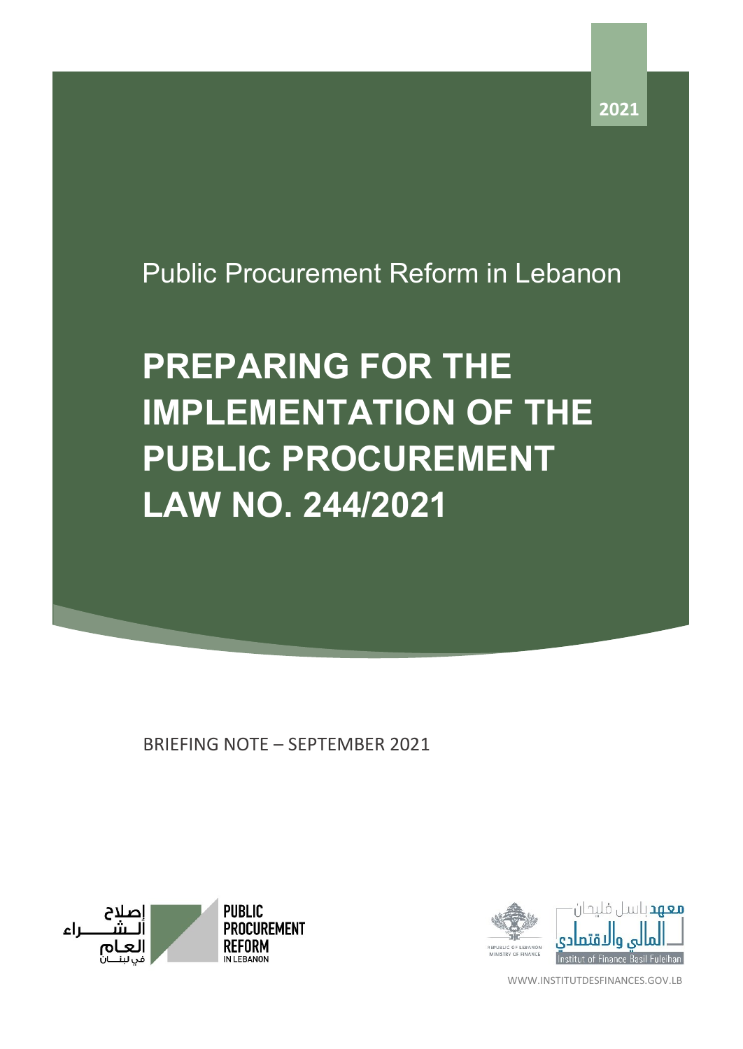2021

Public Procurement Reform in Lebanon

# PREPARING FOR THE IMPLEMENTATION OF THE PUBLIC PROCUREMENT LAW NO. 244/2021

BRIEFING NOTE – SEPTEMBER 2021

إصلاح الشراء العام في لبنان

PUBLIC PROCUREMENT REFORM IN LEBANON

REPUBLIC OF LEBANON MINISTRY OF FINANCE

معهد باسل فليحان المالي والاقتصادي

Institut of Finance Basil Fuleihan

WWW.INSTITUTDESFINANCES.GOV.LB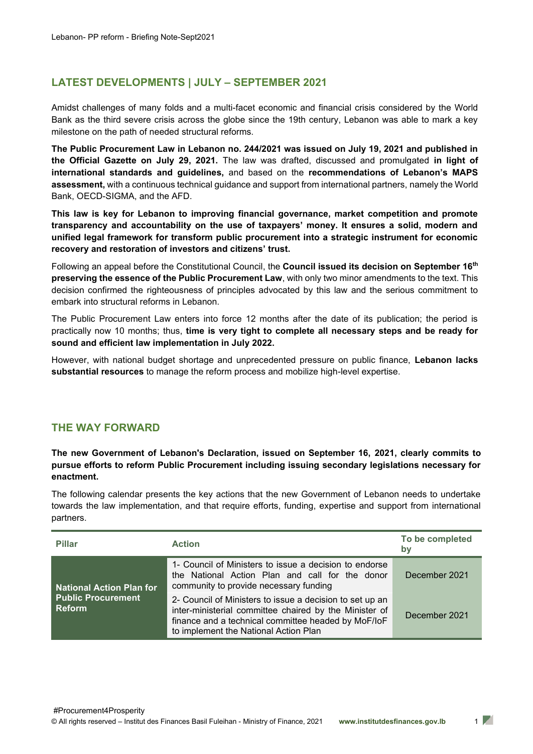## LATEST DEVELOPMENTS | JULY – SEPTEMBER 2021

Amidst challenges of many folds and a multi-facet economic and financial crisis considered by the World Bank as the third severe crisis across the globe since the 19th century, Lebanon was able to mark a key milestone on the path of needed structural reforms.

**The Public Procurement Law in Lebanon no. 244/2021 was issued on July 19, 2021 and published in the Official Gazette on July 29, 2021.** The law was drafted, discussed and promulgated **in light of international standards and guidelines,** and based on the **recommendations of Lebanon's MAPS assessment,** with a continuous technical guidance and support from international partners, namely the World Bank, OECD-SIGMA, and the AFD.

**This law is key for Lebanon to improving financial governance, market competition and promote transparency and accountability on the use of taxpayers' money. It ensures a solid, modern and unified legal framework for transform public procurement into a strategic instrument for economic recovery and restoration of investors and citizens' trust.**

Following an appeal before the Constitutional Council, the **Council issued its decision on September 16th preserving the essence of the Public Procurement Law**, with only two minor amendments to the text. This decision confirmed the righteousness of principles advocated by this law and the serious commitment to embark into structural reforms in Lebanon.

The Public Procurement Law enters into force 12 months after the date of its publication; the period is practically now 10 months; thus, **time is very tight to complete all necessary steps and be ready for sound and efficient law implementation in July 2022.**

However, with national budget shortage and unprecedented pressure on public finance, **Lebanon lacks substantial resources** to manage the reform process and mobilize high-level expertise.

## THE WAY FORWARD

**The new Government of Lebanon's Declaration, issued on September 16, 2021, clearly commits to pursue efforts to reform Public Procurement including issuing secondary legislations necessary for enactment.**

The following calendar presents the key actions that the new Government of Lebanon needs to undertake towards the law implementation, and that require efforts, funding, expertise and support from international partners.

| Pillar | Action | To be completed by |
|---|---|---|
| **National Action Plan for Public Procurement Reform** | 1- Council of Ministers to issue a decision to endorse the National Action Plan and call for the donor community to provide necessary funding | December 2021 |
| | 2- Council of Ministers to issue a decision to set up an inter-ministerial committee chaired by the Minister of finance and a technical committee headed by MoF/IoF to implement the National Action Plan | December 2021 |

#Procurement4Prosperity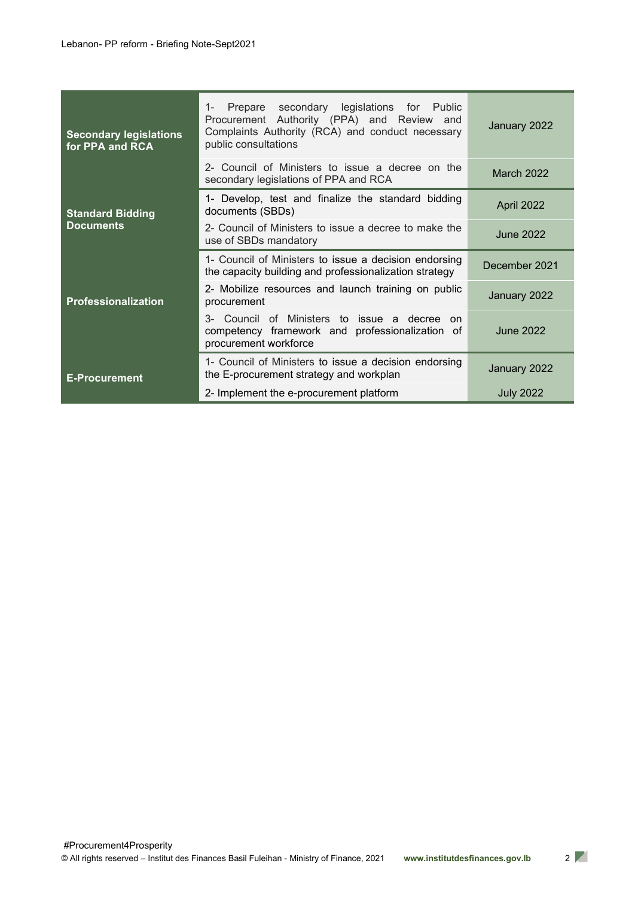| | | |
|---|---|---|
| **Secondary legislations for PPA and RCA** | 1- Prepare secondary legislations for Public Procurement Authority (PPA) and Review and Complaints Authority (RCA) and conduct necessary public consultations | January 2022 |
| | 2- Council of Ministers to issue a decree on the secondary legislations of PPA and RCA | March 2022 |
| **Standard Bidding Documents** | 1- Develop, test and finalize the standard bidding documents (SBDs) | April 2022 |
| | 2- Council of Ministers to issue a decree to make the use of SBDs mandatory | June 2022 |
| **Professionalization** | 1- Council of Ministers to issue a decision endorsing the capacity building and professionalization strategy | December 2021 |
| | 2- Mobilize resources and launch training on public procurement | January 2022 |
| | 3- Council of Ministers to issue a decree on competency framework and professionalization of procurement workforce | June 2022 |
| **E-Procurement** | 1- Council of Ministers to issue a decision endorsing the E-procurement strategy and workplan | January 2022 |
| | 2- Implement the e-procurement platform | July 2022 |

#Procurement4Prosperity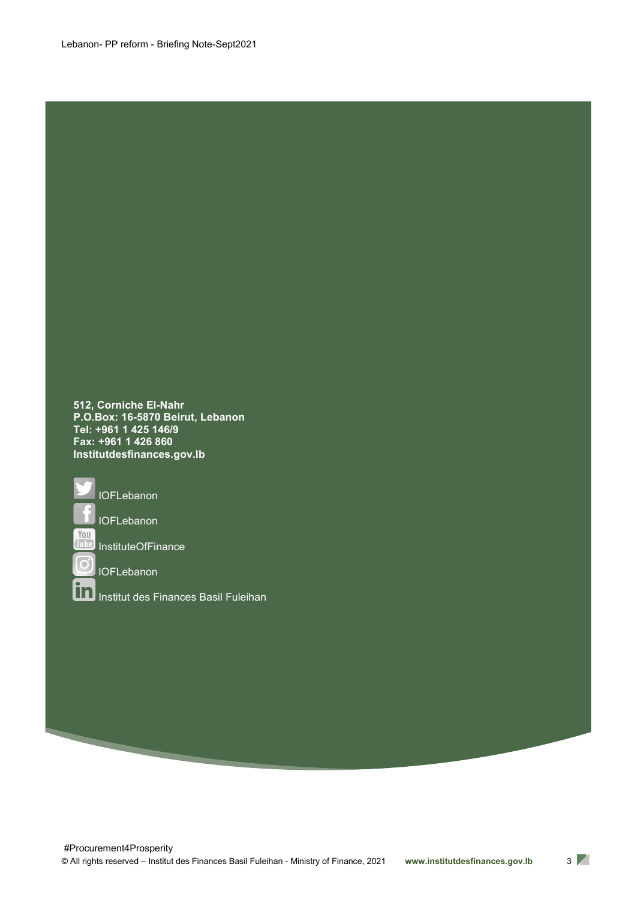**512, Corniche El-Nahr**
**P.O.Box: 16-5870 Beirut, Lebanon**
**Tel: +961 1 425 146/9**
**Fax: +961 1 426 860**
**Institutdesfinances.gov.lb**

IOFLebanon

IOFLebanon

InstituteOfFinance

IOFLebanon

Institut des Finances Basil Fuleihan

#Procurement4Prosperity

© All rights reserved – Institut des Finances Basil Fuleihan - Ministry of Finance, 2021 **www.institutdesfinances.gov.lb**